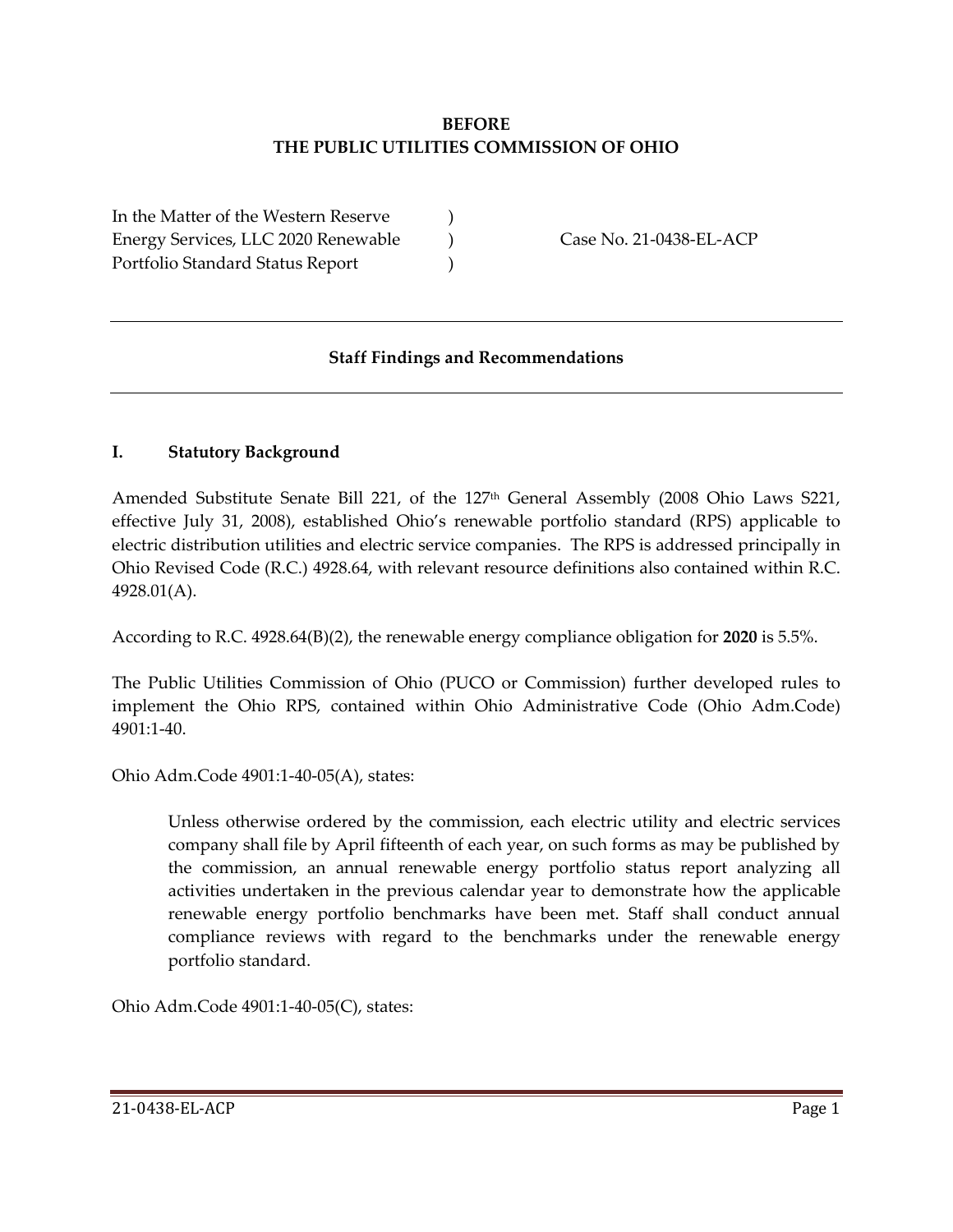**BEFORE**
**THE PUBLIC UTILITIES COMMISSION OF OHIO**

| | | |
|---|---|---|
| In the Matter of the Western Reserve | ) | |
| Energy Services, LLC 2020 Renewable | ) | Case No. 21-0438-EL-ACP |
| Portfolio Standard Status Report | ) | |

---

**Staff Findings and Recommendations**

---

## I. Statutory Background

Amended Substitute Senate Bill 221, of the 127th General Assembly (2008 Ohio Laws S221, effective July 31, 2008), established Ohio's renewable portfolio standard (RPS) applicable to electric distribution utilities and electric service companies. The RPS is addressed principally in Ohio Revised Code (R.C.) 4928.64, with relevant resource definitions also contained within R.C. 4928.01(A).

According to R.C. 4928.64(B)(2), the renewable energy compliance obligation for **2020** is 5.5%.

The Public Utilities Commission of Ohio (PUCO or Commission) further developed rules to implement the Ohio RPS, contained within Ohio Administrative Code (Ohio Adm.Code) 4901:1-40.

Ohio Adm.Code 4901:1-40-05(A), states:

> Unless otherwise ordered by the commission, each electric utility and electric services company shall file by April fifteenth of each year, on such forms as may be published by the commission, an annual renewable energy portfolio status report analyzing all activities undertaken in the previous calendar year to demonstrate how the applicable renewable energy portfolio benchmarks have been met. Staff shall conduct annual compliance reviews with regard to the benchmarks under the renewable energy portfolio standard.

Ohio Adm.Code 4901:1-40-05(C), states: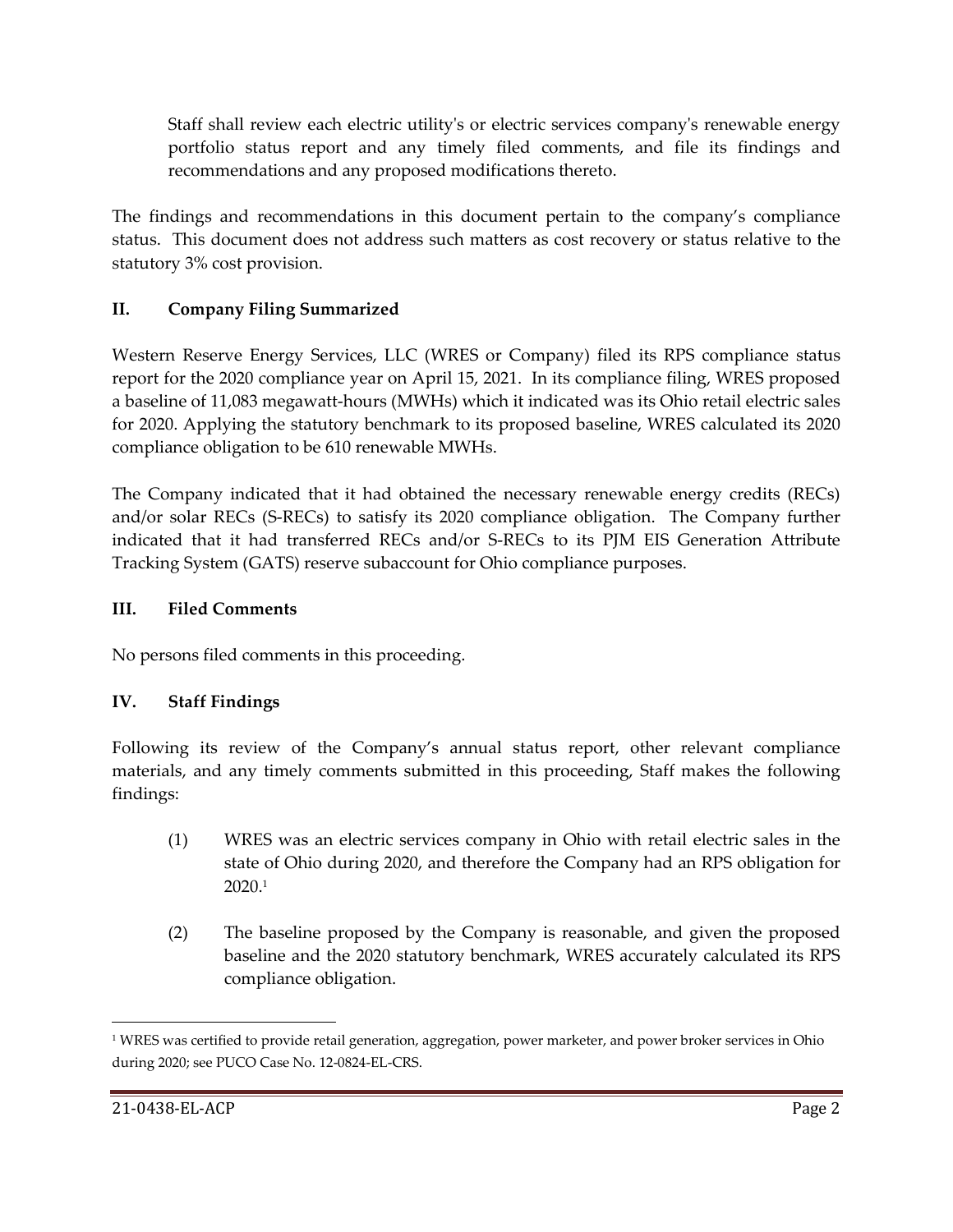Staff shall review each electric utility's or electric services company's renewable energy portfolio status report and any timely filed comments, and file its findings and recommendations and any proposed modifications thereto.

The findings and recommendations in this document pertain to the company's compliance status. This document does not address such matters as cost recovery or status relative to the statutory 3% cost provision.

## II. Company Filing Summarized

Western Reserve Energy Services, LLC (WRES or Company) filed its RPS compliance status report for the 2020 compliance year on April 15, 2021. In its compliance filing, WRES proposed a baseline of 11,083 megawatt-hours (MWHs) which it indicated was its Ohio retail electric sales for 2020. Applying the statutory benchmark to its proposed baseline, WRES calculated its 2020 compliance obligation to be 610 renewable MWHs.

The Company indicated that it had obtained the necessary renewable energy credits (RECs) and/or solar RECs (S-RECs) to satisfy its 2020 compliance obligation. The Company further indicated that it had transferred RECs and/or S-RECs to its PJM EIS Generation Attribute Tracking System (GATS) reserve subaccount for Ohio compliance purposes.

## III. Filed Comments

No persons filed comments in this proceeding.

## IV. Staff Findings

Following its review of the Company's annual status report, other relevant compliance materials, and any timely comments submitted in this proceeding, Staff makes the following findings:

(1) WRES was an electric services company in Ohio with retail electric sales in the state of Ohio during 2020, and therefore the Company had an RPS obligation for 2020.[1]

(2) The baseline proposed by the Company is reasonable, and given the proposed baseline and the 2020 statutory benchmark, WRES accurately calculated its RPS compliance obligation.

[1] WRES was certified to provide retail generation, aggregation, power marketer, and power broker services in Ohio during 2020; see PUCO Case No. 12-0824-EL-CRS.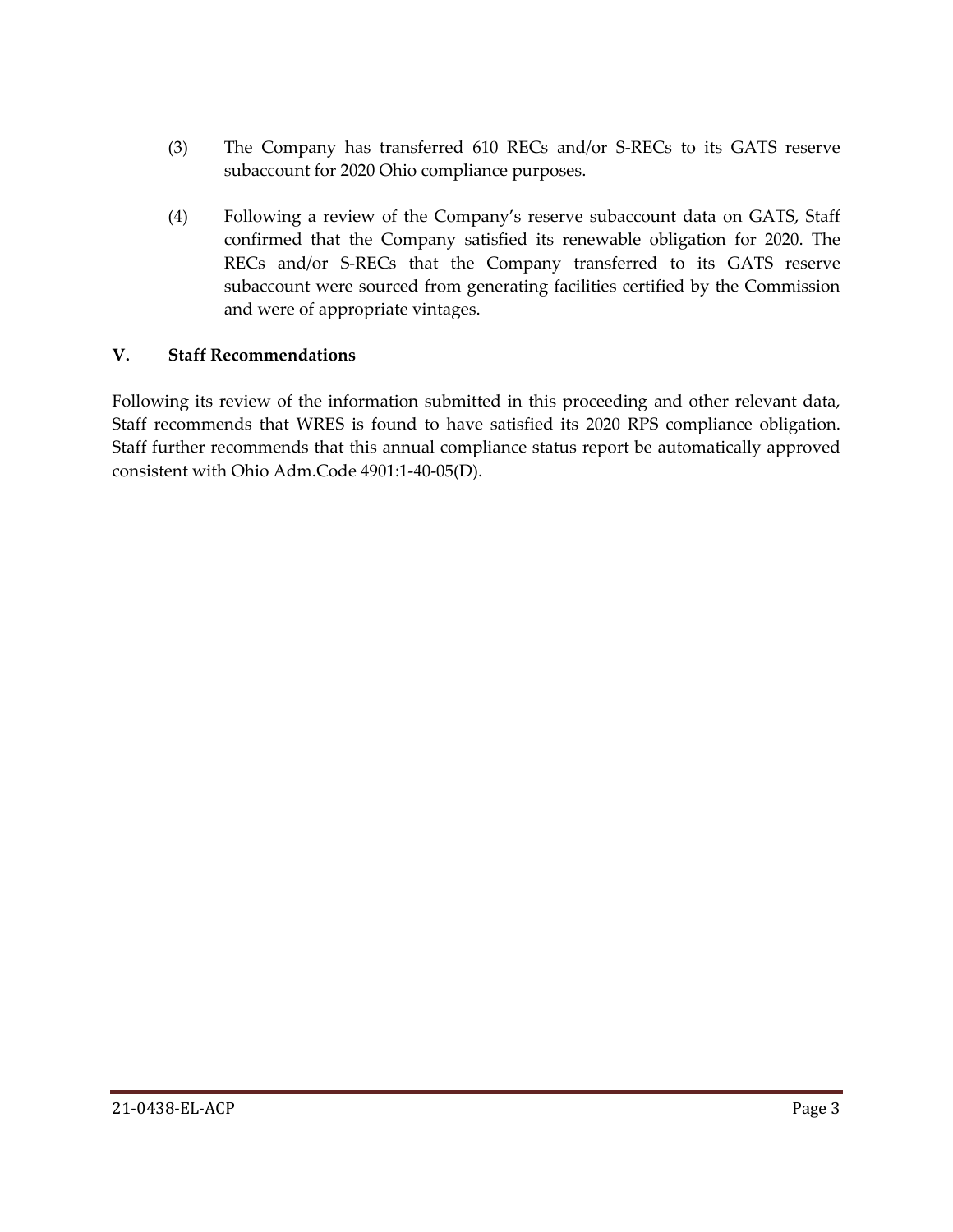(3) The Company has transferred 610 RECs and/or S-RECs to its GATS reserve subaccount for 2020 Ohio compliance purposes.

(4) Following a review of the Company's reserve subaccount data on GATS, Staff confirmed that the Company satisfied its renewable obligation for 2020. The RECs and/or S-RECs that the Company transferred to its GATS reserve subaccount were sourced from generating facilities certified by the Commission and were of appropriate vintages.

## V. Staff Recommendations

Following its review of the information submitted in this proceeding and other relevant data, Staff recommends that WRES is found to have satisfied its 2020 RPS compliance obligation. Staff further recommends that this annual compliance status report be automatically approved consistent with Ohio Adm.Code 4901:1-40-05(D).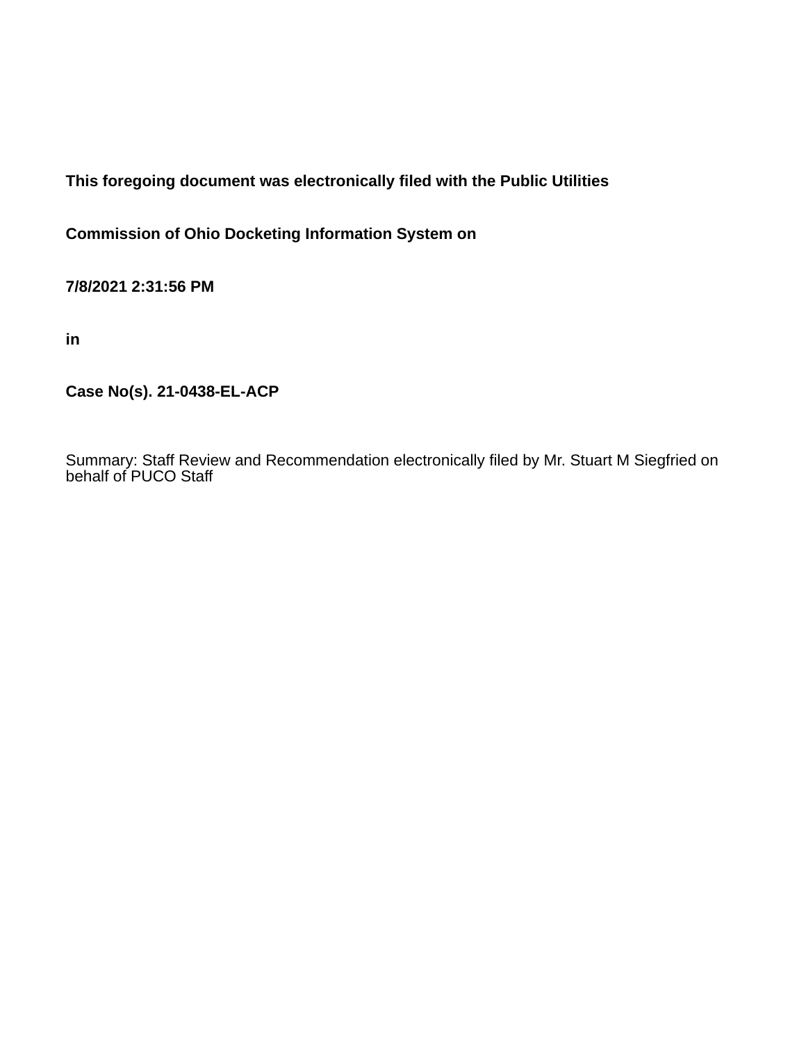**This foregoing document was electronically filed with the Public Utilities**

**Commission of Ohio Docketing Information System on**

**7/8/2021 2:31:56 PM**

**in**

**Case No(s). 21-0438-EL-ACP**

Summary: Staff Review and Recommendation electronically filed by Mr. Stuart M Siegfried on behalf of PUCO Staff